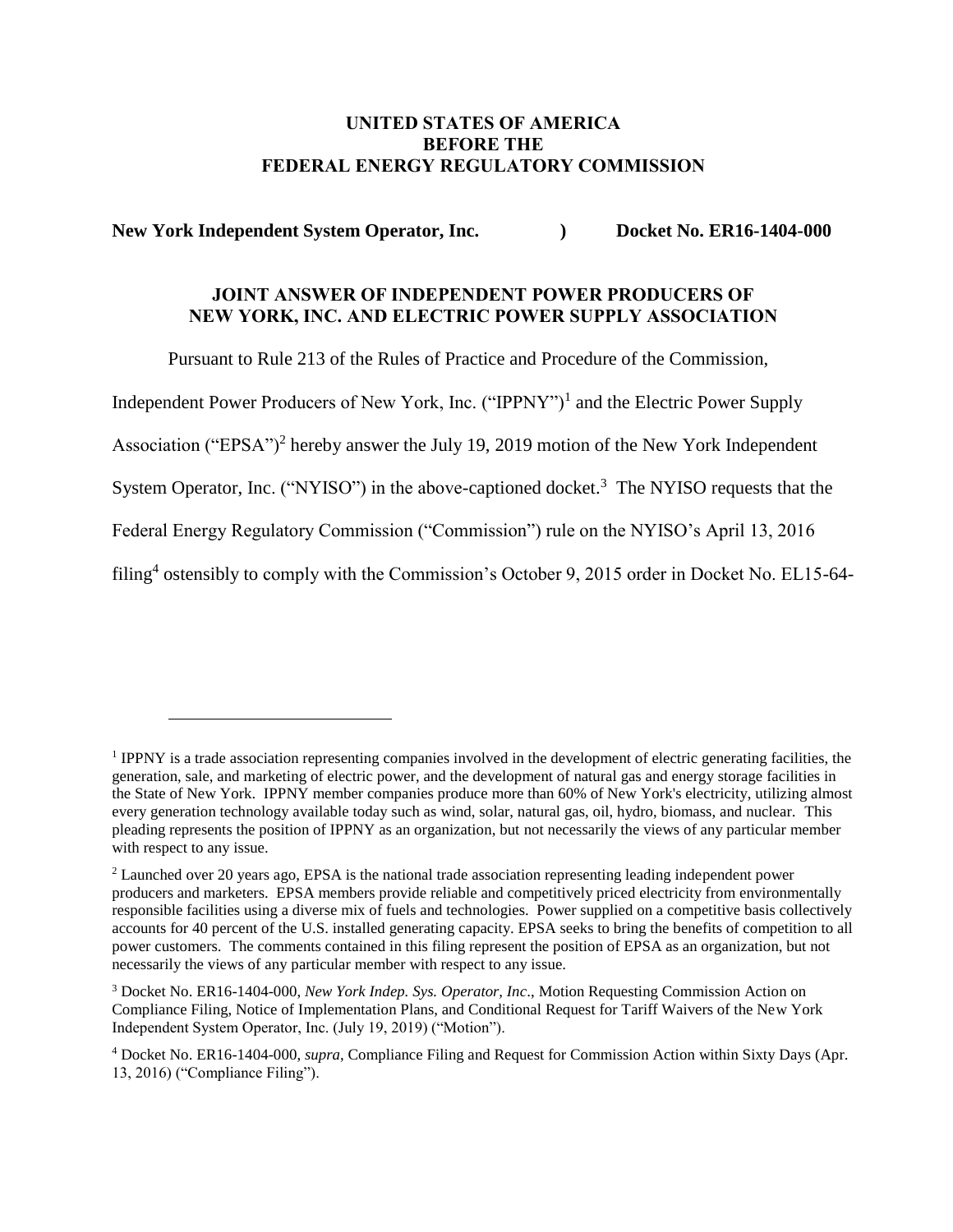**UNITED STATES OF AMERICA**
**BEFORE THE**
**FEDERAL ENERGY REGULATORY COMMISSION**

**New York Independent System Operator, Inc.** **)** **Docket No. ER16-1404-000**

**JOINT ANSWER OF INDEPENDENT POWER PRODUCERS OF NEW YORK, INC. AND ELECTRIC POWER SUPPLY ASSOCIATION**

Pursuant to Rule 213 of the Rules of Practice and Procedure of the Commission, Independent Power Producers of New York, Inc. ("IPPNY")[1] and the Electric Power Supply Association ("EPSA")[2] hereby answer the July 19, 2019 motion of the New York Independent System Operator, Inc. ("NYISO") in the above-captioned docket.[3] The NYISO requests that the Federal Energy Regulatory Commission ("Commission") rule on the NYISO's April 13, 2016 filing[4] ostensibly to comply with the Commission's October 9, 2015 order in Docket No. EL15-64-

---

[1] IPPNY is a trade association representing companies involved in the development of electric generating facilities, the generation, sale, and marketing of electric power, and the development of natural gas and energy storage facilities in the State of New York. IPPNY member companies produce more than 60% of New York's electricity, utilizing almost every generation technology available today such as wind, solar, natural gas, oil, hydro, biomass, and nuclear. This pleading represents the position of IPPNY as an organization, but not necessarily the views of any particular member with respect to any issue.

[2] Launched over 20 years ago, EPSA is the national trade association representing leading independent power producers and marketers. EPSA members provide reliable and competitively priced electricity from environmentally responsible facilities using a diverse mix of fuels and technologies. Power supplied on a competitive basis collectively accounts for 40 percent of the U.S. installed generating capacity. EPSA seeks to bring the benefits of competition to all power customers. The comments contained in this filing represent the position of EPSA as an organization, but not necessarily the views of any particular member with respect to any issue.

[3] Docket No. ER16-1404-000, *New York Indep. Sys. Operator, Inc*., Motion Requesting Commission Action on Compliance Filing, Notice of Implementation Plans, and Conditional Request for Tariff Waivers of the New York Independent System Operator, Inc. (July 19, 2019) ("Motion").

[4] Docket No. ER16-1404-000, *supra*, Compliance Filing and Request for Commission Action within Sixty Days (Apr. 13, 2016) ("Compliance Filing").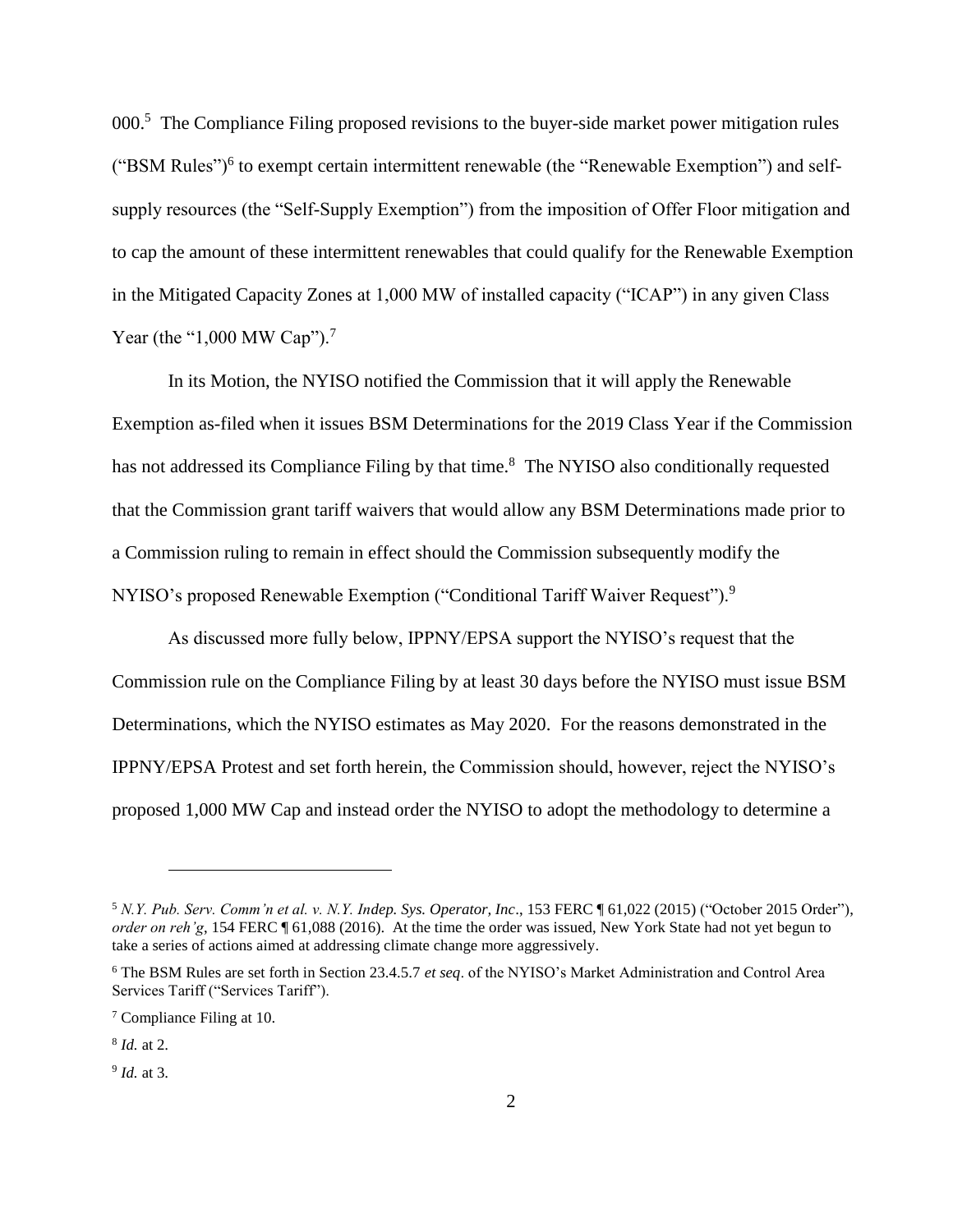000.[5] The Compliance Filing proposed revisions to the buyer-side market power mitigation rules ("BSM Rules")[6] to exempt certain intermittent renewable (the "Renewable Exemption") and self-supply resources (the "Self-Supply Exemption") from the imposition of Offer Floor mitigation and to cap the amount of these intermittent renewables that could qualify for the Renewable Exemption in the Mitigated Capacity Zones at 1,000 MW of installed capacity ("ICAP") in any given Class Year (the "1,000 MW Cap").[7]

In its Motion, the NYISO notified the Commission that it will apply the Renewable Exemption as-filed when it issues BSM Determinations for the 2019 Class Year if the Commission has not addressed its Compliance Filing by that time.[8] The NYISO also conditionally requested that the Commission grant tariff waivers that would allow any BSM Determinations made prior to a Commission ruling to remain in effect should the Commission subsequently modify the NYISO's proposed Renewable Exemption ("Conditional Tariff Waiver Request").[9]

As discussed more fully below, IPPNY/EPSA support the NYISO's request that the Commission rule on the Compliance Filing by at least 30 days before the NYISO must issue BSM Determinations, which the NYISO estimates as May 2020. For the reasons demonstrated in the IPPNY/EPSA Protest and set forth herein, the Commission should, however, reject the NYISO's proposed 1,000 MW Cap and instead order the NYISO to adopt the methodology to determine a

---

[5] *N.Y. Pub. Serv. Comm'n et al. v. N.Y. Indep. Sys. Operator, Inc*., 153 FERC ¶ 61,022 (2015) ("October 2015 Order"), *order on reh'g*, 154 FERC ¶ 61,088 (2016). At the time the order was issued, New York State had not yet begun to take a series of actions aimed at addressing climate change more aggressively.

[6] The BSM Rules are set forth in Section 23.4.5.7 *et seq*. of the NYISO's Market Administration and Control Area Services Tariff ("Services Tariff").

[7] Compliance Filing at 10.

[8] *Id.* at 2.

[9] *Id.* at 3.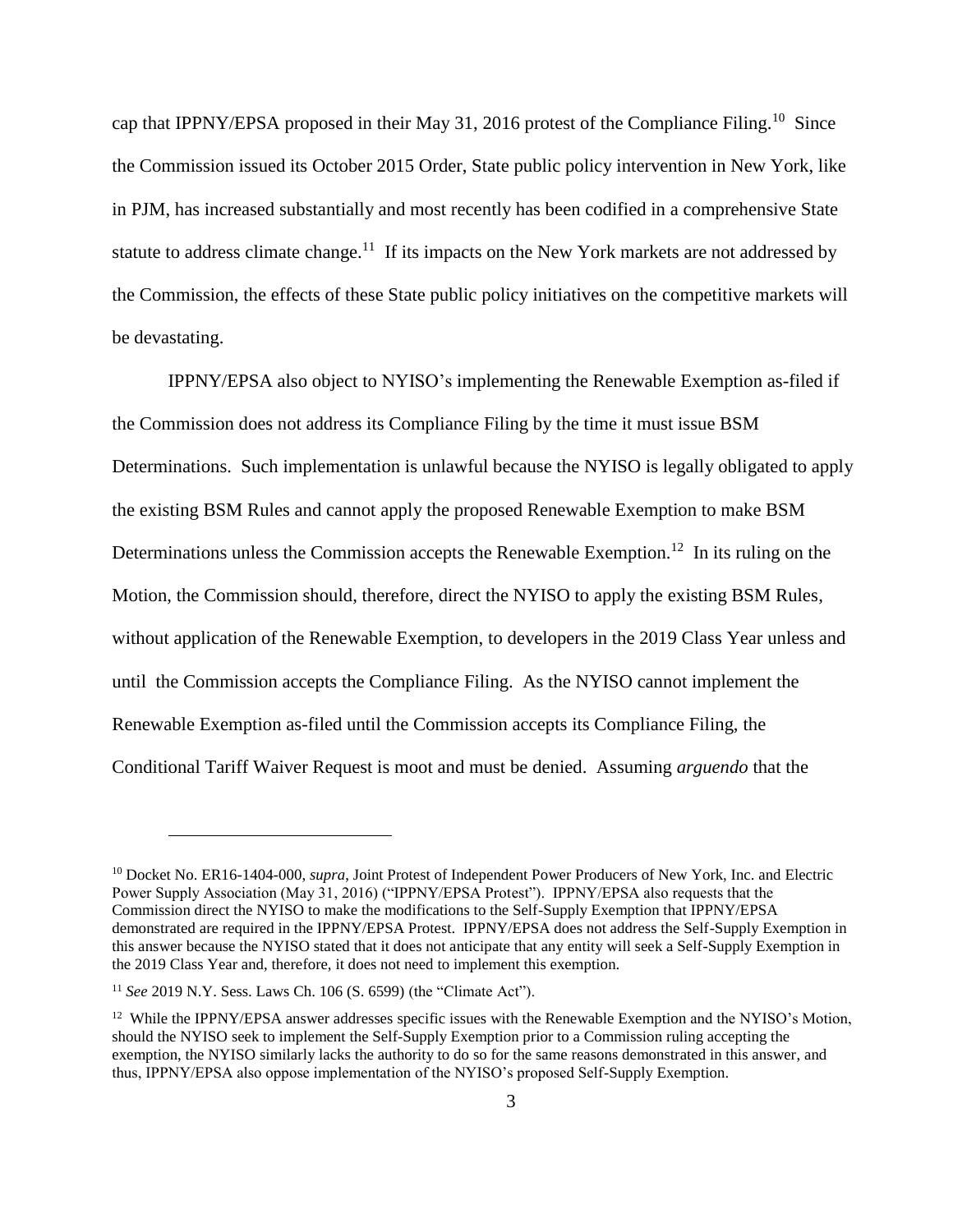cap that IPPNY/EPSA proposed in their May 31, 2016 protest of the Compliance Filing.[10] Since the Commission issued its October 2015 Order, State public policy intervention in New York, like in PJM, has increased substantially and most recently has been codified in a comprehensive State statute to address climate change.[11] If its impacts on the New York markets are not addressed by the Commission, the effects of these State public policy initiatives on the competitive markets will be devastating.

IPPNY/EPSA also object to NYISO's implementing the Renewable Exemption as-filed if the Commission does not address its Compliance Filing by the time it must issue BSM Determinations. Such implementation is unlawful because the NYISO is legally obligated to apply the existing BSM Rules and cannot apply the proposed Renewable Exemption to make BSM Determinations unless the Commission accepts the Renewable Exemption.[12] In its ruling on the Motion, the Commission should, therefore, direct the NYISO to apply the existing BSM Rules, without application of the Renewable Exemption, to developers in the 2019 Class Year unless and until the Commission accepts the Compliance Filing. As the NYISO cannot implement the Renewable Exemption as-filed until the Commission accepts its Compliance Filing, the Conditional Tariff Waiver Request is moot and must be denied. Assuming *arguendo* that the

---

[10] Docket No. ER16-1404-000, *supra*, Joint Protest of Independent Power Producers of New York, Inc. and Electric Power Supply Association (May 31, 2016) ("IPPNY/EPSA Protest"). IPPNY/EPSA also requests that the Commission direct the NYISO to make the modifications to the Self-Supply Exemption that IPPNY/EPSA demonstrated are required in the IPPNY/EPSA Protest. IPPNY/EPSA does not address the Self-Supply Exemption in this answer because the NYISO stated that it does not anticipate that any entity will seek a Self-Supply Exemption in the 2019 Class Year and, therefore, it does not need to implement this exemption.

[11] *See* 2019 N.Y. Sess. Laws Ch. 106 (S. 6599) (the "Climate Act").

[12] While the IPPNY/EPSA answer addresses specific issues with the Renewable Exemption and the NYISO's Motion, should the NYISO seek to implement the Self-Supply Exemption prior to a Commission ruling accepting the exemption, the NYISO similarly lacks the authority to do so for the same reasons demonstrated in this answer, and thus, IPPNY/EPSA also oppose implementation of the NYISO's proposed Self-Supply Exemption.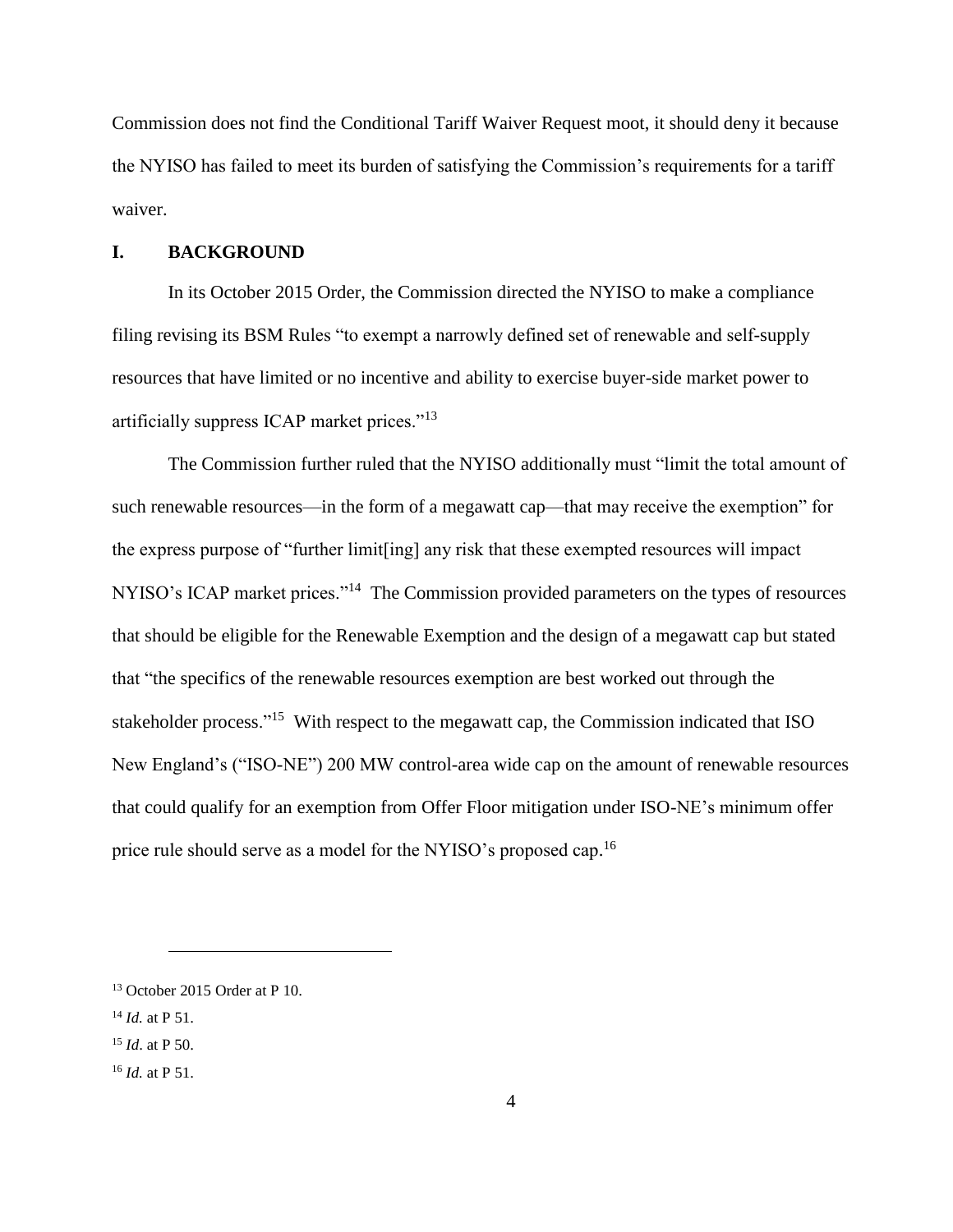Commission does not find the Conditional Tariff Waiver Request moot, it should deny it because the NYISO has failed to meet its burden of satisfying the Commission's requirements for a tariff waiver.

## I. BACKGROUND

In its October 2015 Order, the Commission directed the NYISO to make a compliance filing revising its BSM Rules "to exempt a narrowly defined set of renewable and self-supply resources that have limited or no incentive and ability to exercise buyer-side market power to artificially suppress ICAP market prices."[13]

The Commission further ruled that the NYISO additionally must "limit the total amount of such renewable resources—in the form of a megawatt cap—that may receive the exemption" for the express purpose of "further limit[ing] any risk that these exempted resources will impact NYISO's ICAP market prices."[14] The Commission provided parameters on the types of resources that should be eligible for the Renewable Exemption and the design of a megawatt cap but stated that "the specifics of the renewable resources exemption are best worked out through the stakeholder process."[15] With respect to the megawatt cap, the Commission indicated that ISO New England's ("ISO-NE") 200 MW control-area wide cap on the amount of renewable resources that could qualify for an exemption from Offer Floor mitigation under ISO-NE's minimum offer price rule should serve as a model for the NYISO's proposed cap.[16]

---

[13] October 2015 Order at P 10.

[14] *Id.* at P 51.

[15] *Id*. at P 50.

[16] *Id.* at P 51.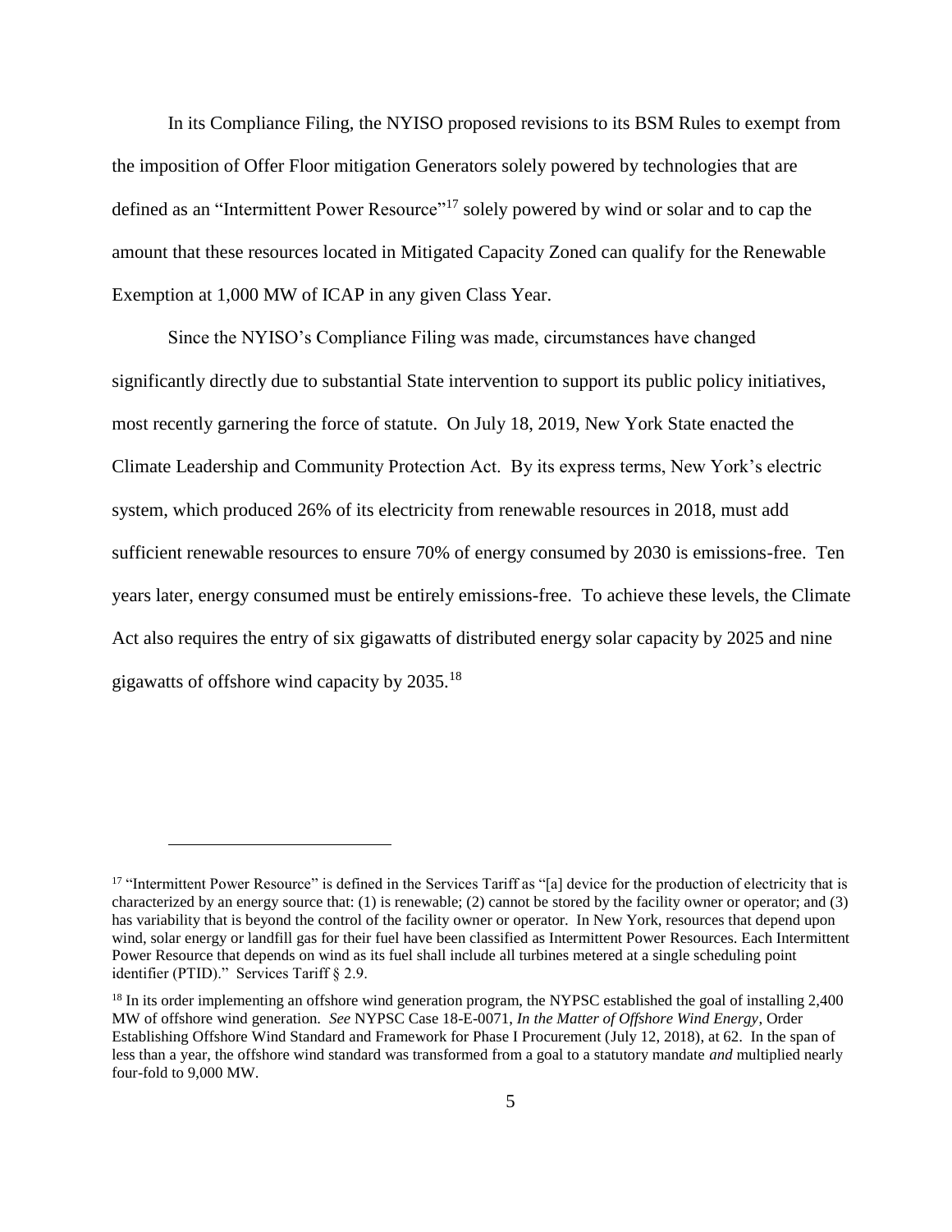In its Compliance Filing, the NYISO proposed revisions to its BSM Rules to exempt from the imposition of Offer Floor mitigation Generators solely powered by technologies that are defined as an "Intermittent Power Resource"[17] solely powered by wind or solar and to cap the amount that these resources located in Mitigated Capacity Zoned can qualify for the Renewable Exemption at 1,000 MW of ICAP in any given Class Year.

Since the NYISO's Compliance Filing was made, circumstances have changed significantly directly due to substantial State intervention to support its public policy initiatives, most recently garnering the force of statute. On July 18, 2019, New York State enacted the Climate Leadership and Community Protection Act. By its express terms, New York's electric system, which produced 26% of its electricity from renewable resources in 2018, must add sufficient renewable resources to ensure 70% of energy consumed by 2030 is emissions-free. Ten years later, energy consumed must be entirely emissions-free. To achieve these levels, the Climate Act also requires the entry of six gigawatts of distributed energy solar capacity by 2025 and nine gigawatts of offshore wind capacity by 2035.[18]

---

[17] "Intermittent Power Resource" is defined in the Services Tariff as "[a] device for the production of electricity that is characterized by an energy source that: (1) is renewable; (2) cannot be stored by the facility owner or operator; and (3) has variability that is beyond the control of the facility owner or operator. In New York, resources that depend upon wind, solar energy or landfill gas for their fuel have been classified as Intermittent Power Resources. Each Intermittent Power Resource that depends on wind as its fuel shall include all turbines metered at a single scheduling point identifier (PTID)." Services Tariff § 2.9.

[18] In its order implementing an offshore wind generation program, the NYPSC established the goal of installing 2,400 MW of offshore wind generation. *See* NYPSC Case 18-E-0071, *In the Matter of Offshore Wind Energy*, Order Establishing Offshore Wind Standard and Framework for Phase I Procurement (July 12, 2018), at 62. In the span of less than a year, the offshore wind standard was transformed from a goal to a statutory mandate *and* multiplied nearly four-fold to 9,000 MW.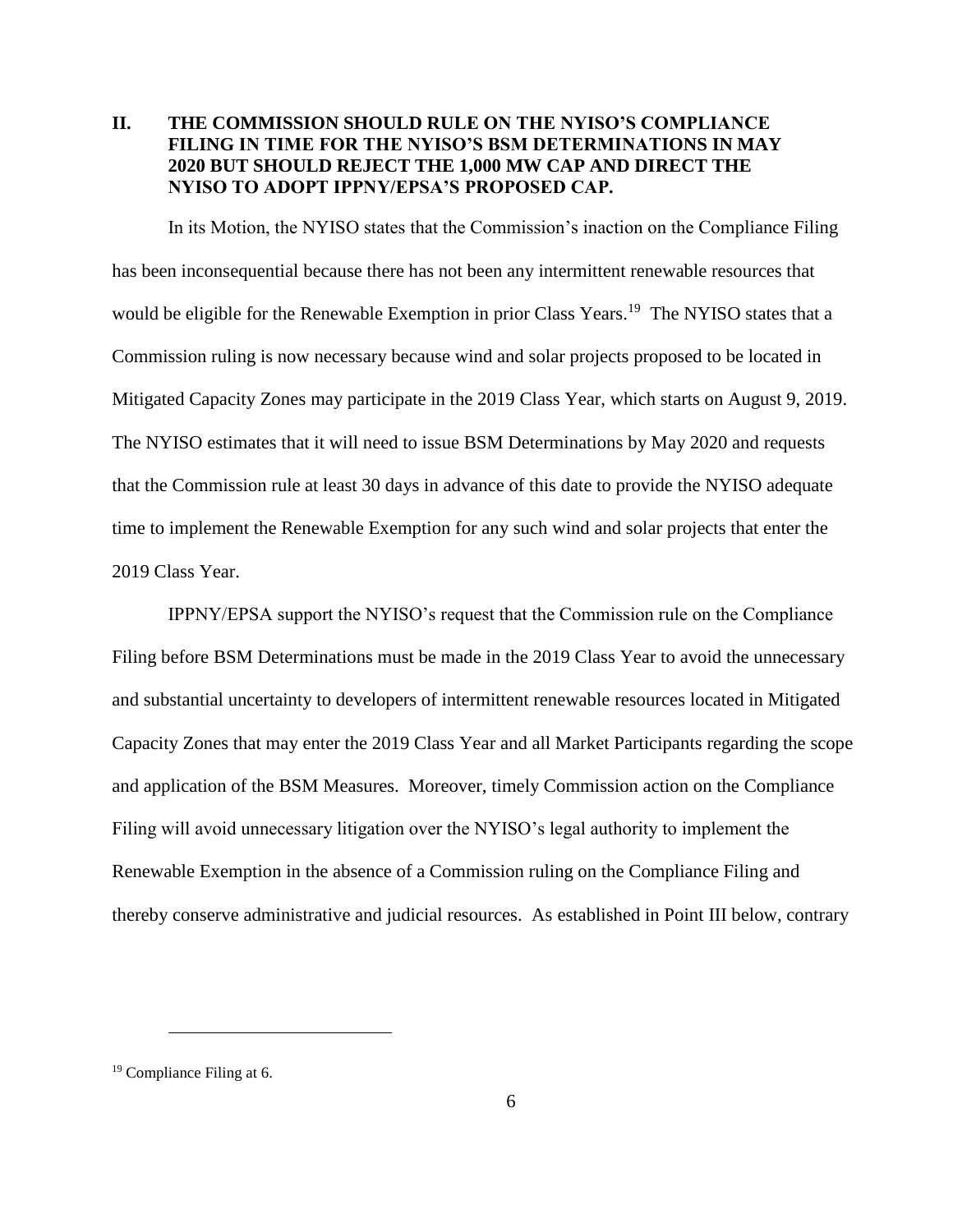## II. THE COMMISSION SHOULD RULE ON THE NYISO'S COMPLIANCE FILING IN TIME FOR THE NYISO'S BSM DETERMINATIONS IN MAY 2020 BUT SHOULD REJECT THE 1,000 MW CAP AND DIRECT THE NYISO TO ADOPT IPPNY/EPSA'S PROPOSED CAP.

In its Motion, the NYISO states that the Commission's inaction on the Compliance Filing has been inconsequential because there has not been any intermittent renewable resources that would be eligible for the Renewable Exemption in prior Class Years.[19] The NYISO states that a Commission ruling is now necessary because wind and solar projects proposed to be located in Mitigated Capacity Zones may participate in the 2019 Class Year, which starts on August 9, 2019. The NYISO estimates that it will need to issue BSM Determinations by May 2020 and requests that the Commission rule at least 30 days in advance of this date to provide the NYISO adequate time to implement the Renewable Exemption for any such wind and solar projects that enter the 2019 Class Year.

IPPNY/EPSA support the NYISO's request that the Commission rule on the Compliance Filing before BSM Determinations must be made in the 2019 Class Year to avoid the unnecessary and substantial uncertainty to developers of intermittent renewable resources located in Mitigated Capacity Zones that may enter the 2019 Class Year and all Market Participants regarding the scope and application of the BSM Measures. Moreover, timely Commission action on the Compliance Filing will avoid unnecessary litigation over the NYISO's legal authority to implement the Renewable Exemption in the absence of a Commission ruling on the Compliance Filing and thereby conserve administrative and judicial resources. As established in Point III below, contrary

[19] Compliance Filing at 6.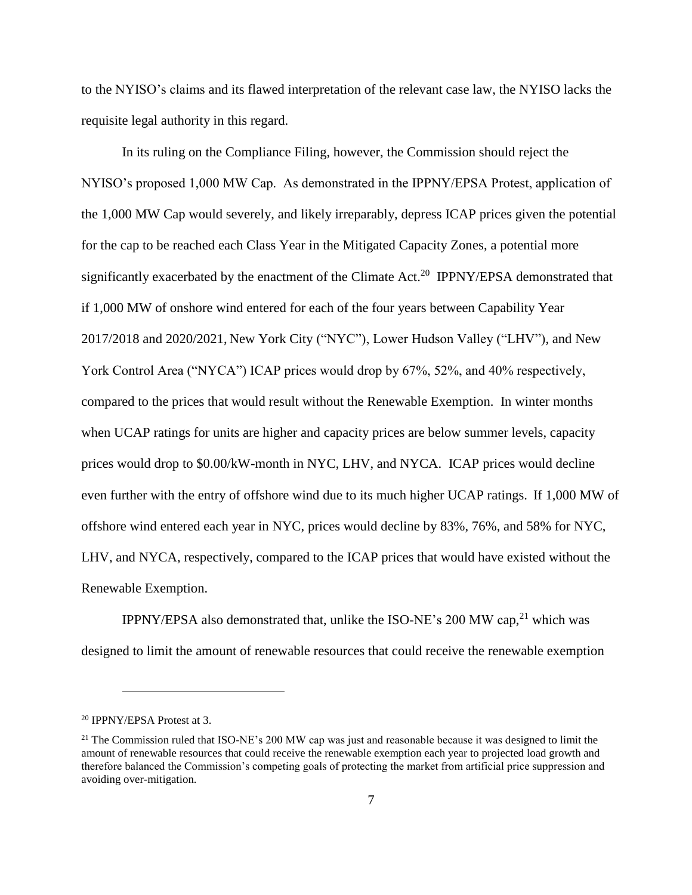to the NYISO's claims and its flawed interpretation of the relevant case law, the NYISO lacks the requisite legal authority in this regard.

In its ruling on the Compliance Filing, however, the Commission should reject the NYISO's proposed 1,000 MW Cap. As demonstrated in the IPPNY/EPSA Protest, application of the 1,000 MW Cap would severely, and likely irreparably, depress ICAP prices given the potential for the cap to be reached each Class Year in the Mitigated Capacity Zones, a potential more significantly exacerbated by the enactment of the Climate Act.[20] IPPNY/EPSA demonstrated that if 1,000 MW of onshore wind entered for each of the four years between Capability Year 2017/2018 and 2020/2021, New York City ("NYC"), Lower Hudson Valley ("LHV"), and New York Control Area ("NYCA") ICAP prices would drop by 67%, 52%, and 40% respectively, compared to the prices that would result without the Renewable Exemption. In winter months when UCAP ratings for units are higher and capacity prices are below summer levels, capacity prices would drop to $0.00/kW-month in NYC, LHV, and NYCA. ICAP prices would decline even further with the entry of offshore wind due to its much higher UCAP ratings. If 1,000 MW of offshore wind entered each year in NYC, prices would decline by 83%, 76%, and 58% for NYC, LHV, and NYCA, respectively, compared to the ICAP prices that would have existed without the Renewable Exemption.

IPPNY/EPSA also demonstrated that, unlike the ISO-NE's 200 MW cap,[21] which was designed to limit the amount of renewable resources that could receive the renewable exemption

---

[20] IPPNY/EPSA Protest at 3.

[21] The Commission ruled that ISO-NE's 200 MW cap was just and reasonable because it was designed to limit the amount of renewable resources that could receive the renewable exemption each year to projected load growth and therefore balanced the Commission's competing goals of protecting the market from artificial price suppression and avoiding over-mitigation.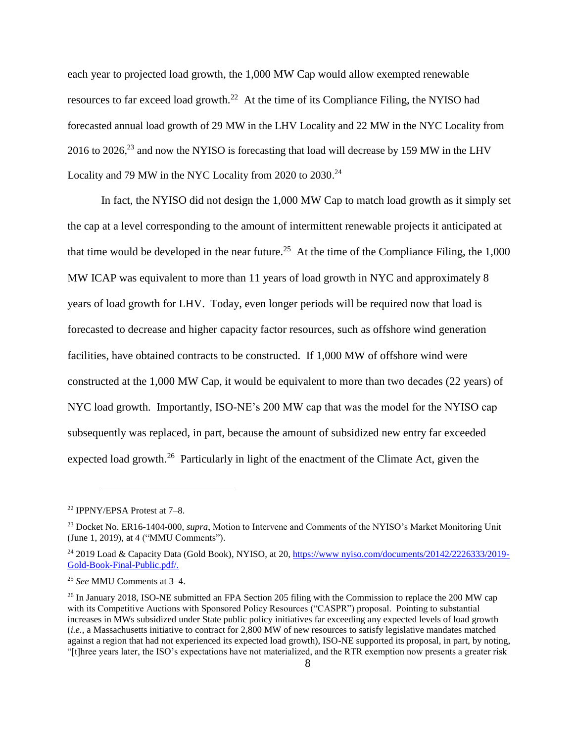each year to projected load growth, the 1,000 MW Cap would allow exempted renewable resources to far exceed load growth.[22] At the time of its Compliance Filing, the NYISO had forecasted annual load growth of 29 MW in the LHV Locality and 22 MW in the NYC Locality from 2016 to 2026,[23] and now the NYISO is forecasting that load will decrease by 159 MW in the LHV Locality and 79 MW in the NYC Locality from 2020 to 2030.[24]

In fact, the NYISO did not design the 1,000 MW Cap to match load growth as it simply set the cap at a level corresponding to the amount of intermittent renewable projects it anticipated at that time would be developed in the near future.[25] At the time of the Compliance Filing, the 1,000 MW ICAP was equivalent to more than 11 years of load growth in NYC and approximately 8 years of load growth for LHV. Today, even longer periods will be required now that load is forecasted to decrease and higher capacity factor resources, such as offshore wind generation facilities, have obtained contracts to be constructed. If 1,000 MW of offshore wind were constructed at the 1,000 MW Cap, it would be equivalent to more than two decades (22 years) of NYC load growth. Importantly, ISO-NE's 200 MW cap that was the model for the NYISO cap subsequently was replaced, in part, because the amount of subsidized new entry far exceeded expected load growth.[26] Particularly in light of the enactment of the Climate Act, given the

---

[22] IPPNY/EPSA Protest at 7–8.

[23] Docket No. ER16-1404-000, *supra*, Motion to Intervene and Comments of the NYISO's Market Monitoring Unit (June 1, 2019), at 4 ("MMU Comments").

[24] 2019 Load & Capacity Data (Gold Book), NYISO, at 20, [https://www nyiso.com/documents/20142/2226333/2019-Gold-Book-Final-Public.pdf/.](https://www.nyiso.com/documents/20142/2226333/2019-Gold-Book-Final-Public.pdf/)

[25] *See* MMU Comments at 3–4.

[26] In January 2018, ISO-NE submitted an FPA Section 205 filing with the Commission to replace the 200 MW cap with its Competitive Auctions with Sponsored Policy Resources ("CASPR") proposal. Pointing to substantial increases in MWs subsidized under State public policy initiatives far exceeding any expected levels of load growth (*i.e.*, a Massachusetts initiative to contract for 2,800 MW of new resources to satisfy legislative mandates matched against a region that had not experienced its expected load growth), ISO-NE supported its proposal, in part, by noting, "[t]hree years later, the ISO's expectations have not materialized, and the RTR exemption now presents a greater risk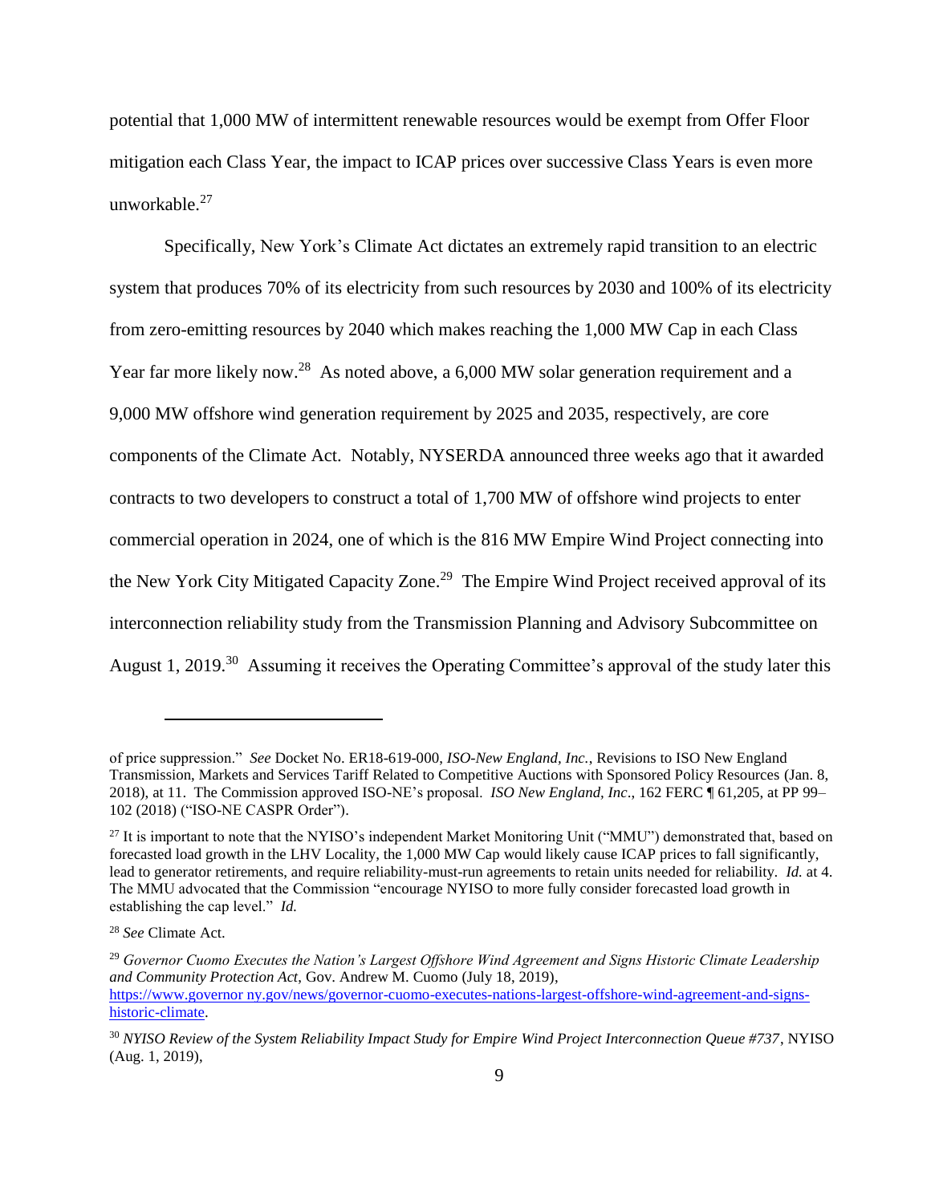potential that 1,000 MW of intermittent renewable resources would be exempt from Offer Floor mitigation each Class Year, the impact to ICAP prices over successive Class Years is even more unworkable.[27]

Specifically, New York's Climate Act dictates an extremely rapid transition to an electric system that produces 70% of its electricity from such resources by 2030 and 100% of its electricity from zero-emitting resources by 2040 which makes reaching the 1,000 MW Cap in each Class Year far more likely now.[28] As noted above, a 6,000 MW solar generation requirement and a 9,000 MW offshore wind generation requirement by 2025 and 2035, respectively, are core components of the Climate Act. Notably, NYSERDA announced three weeks ago that it awarded contracts to two developers to construct a total of 1,700 MW of offshore wind projects to enter commercial operation in 2024, one of which is the 816 MW Empire Wind Project connecting into the New York City Mitigated Capacity Zone.[29] The Empire Wind Project received approval of its interconnection reliability study from the Transmission Planning and Advisory Subcommittee on August 1, 2019.[30] Assuming it receives the Operating Committee's approval of the study later this

---

of price suppression." *See* Docket No. ER18-619-000, *ISO-New England, Inc.*, Revisions to ISO New England Transmission, Markets and Services Tariff Related to Competitive Auctions with Sponsored Policy Resources (Jan. 8, 2018), at 11. The Commission approved ISO-NE's proposal. *ISO New England, Inc*., 162 FERC ¶ 61,205, at PP 99–102 (2018) ("ISO-NE CASPR Order").

[27] It is important to note that the NYISO's independent Market Monitoring Unit ("MMU") demonstrated that, based on forecasted load growth in the LHV Locality, the 1,000 MW Cap would likely cause ICAP prices to fall significantly, lead to generator retirements, and require reliability-must-run agreements to retain units needed for reliability. *Id.* at 4. The MMU advocated that the Commission "encourage NYISO to more fully consider forecasted load growth in establishing the cap level." *Id.*

[28] *See* Climate Act.

[29] *Governor Cuomo Executes the Nation's Largest Offshore Wind Agreement and Signs Historic Climate Leadership and Community Protection Act*, Gov. Andrew M. Cuomo (July 18, 2019), https://www.governor ny.gov/news/governor-cuomo-executes-nations-largest-offshore-wind-agreement-and-signs-historic-climate.

[30] *NYISO Review of the System Reliability Impact Study for Empire Wind Project Interconnection Queue #737*, NYISO (Aug. 1, 2019),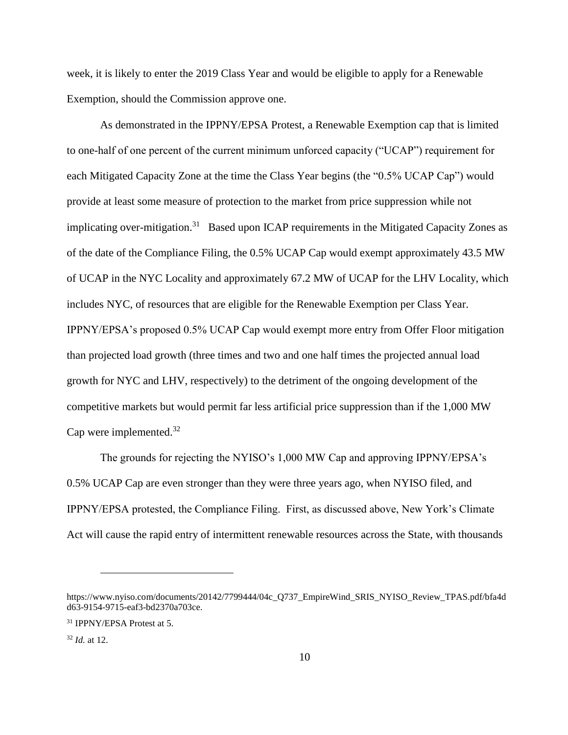week, it is likely to enter the 2019 Class Year and would be eligible to apply for a Renewable Exemption, should the Commission approve one.

As demonstrated in the IPPNY/EPSA Protest, a Renewable Exemption cap that is limited to one-half of one percent of the current minimum unforced capacity ("UCAP") requirement for each Mitigated Capacity Zone at the time the Class Year begins (the "0.5% UCAP Cap") would provide at least some measure of protection to the market from price suppression while not implicating over-mitigation.[31] Based upon ICAP requirements in the Mitigated Capacity Zones as of the date of the Compliance Filing, the 0.5% UCAP Cap would exempt approximately 43.5 MW of UCAP in the NYC Locality and approximately 67.2 MW of UCAP for the LHV Locality, which includes NYC, of resources that are eligible for the Renewable Exemption per Class Year. IPPNY/EPSA's proposed 0.5% UCAP Cap would exempt more entry from Offer Floor mitigation than projected load growth (three times and two and one half times the projected annual load growth for NYC and LHV, respectively) to the detriment of the ongoing development of the competitive markets but would permit far less artificial price suppression than if the 1,000 MW Cap were implemented.[32]

The grounds for rejecting the NYISO's 1,000 MW Cap and approving IPPNY/EPSA's 0.5% UCAP Cap are even stronger than they were three years ago, when NYISO filed, and IPPNY/EPSA protested, the Compliance Filing. First, as discussed above, New York's Climate Act will cause the rapid entry of intermittent renewable resources across the State, with thousands

---

https://www.nyiso.com/documents/20142/7799444/04c_Q737_EmpireWind_SRIS_NYISO_Review_TPAS.pdf/bfa4dd63-9154-9715-eaf3-bd2370a703ce.

[31] IPPNY/EPSA Protest at 5.

[32] *Id.* at 12.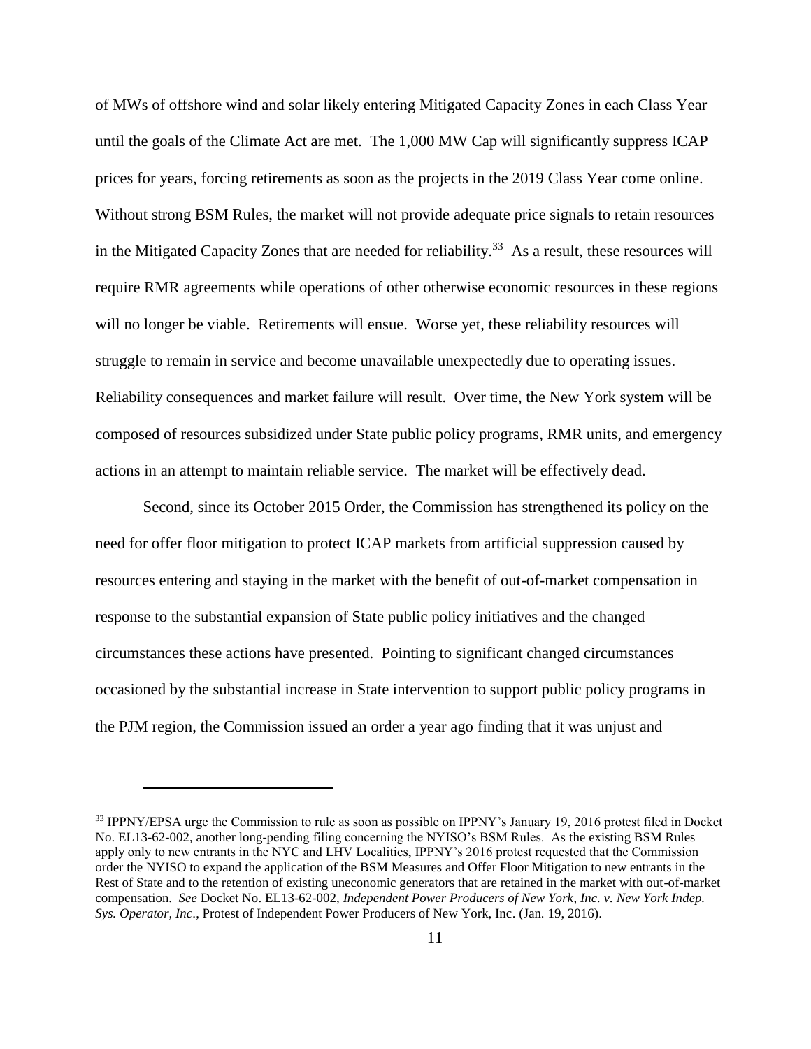of MWs of offshore wind and solar likely entering Mitigated Capacity Zones in each Class Year until the goals of the Climate Act are met. The 1,000 MW Cap will significantly suppress ICAP prices for years, forcing retirements as soon as the projects in the 2019 Class Year come online. Without strong BSM Rules, the market will not provide adequate price signals to retain resources in the Mitigated Capacity Zones that are needed for reliability.[33] As a result, these resources will require RMR agreements while operations of other otherwise economic resources in these regions will no longer be viable. Retirements will ensue. Worse yet, these reliability resources will struggle to remain in service and become unavailable unexpectedly due to operating issues. Reliability consequences and market failure will result. Over time, the New York system will be composed of resources subsidized under State public policy programs, RMR units, and emergency actions in an attempt to maintain reliable service. The market will be effectively dead.

Second, since its October 2015 Order, the Commission has strengthened its policy on the need for offer floor mitigation to protect ICAP markets from artificial suppression caused by resources entering and staying in the market with the benefit of out-of-market compensation in response to the substantial expansion of State public policy initiatives and the changed circumstances these actions have presented. Pointing to significant changed circumstances occasioned by the substantial increase in State intervention to support public policy programs in the PJM region, the Commission issued an order a year ago finding that it was unjust and

---

[33] IPPNY/EPSA urge the Commission to rule as soon as possible on IPPNY's January 19, 2016 protest filed in Docket No. EL13-62-002, another long-pending filing concerning the NYISO's BSM Rules. As the existing BSM Rules apply only to new entrants in the NYC and LHV Localities, IPPNY's 2016 protest requested that the Commission order the NYISO to expand the application of the BSM Measures and Offer Floor Mitigation to new entrants in the Rest of State and to the retention of existing uneconomic generators that are retained in the market with out-of-market compensation. *See* Docket No. EL13-62-002, *Independent Power Producers of New York, Inc. v. New York Indep. Sys. Operator, Inc*., Protest of Independent Power Producers of New York, Inc. (Jan. 19, 2016).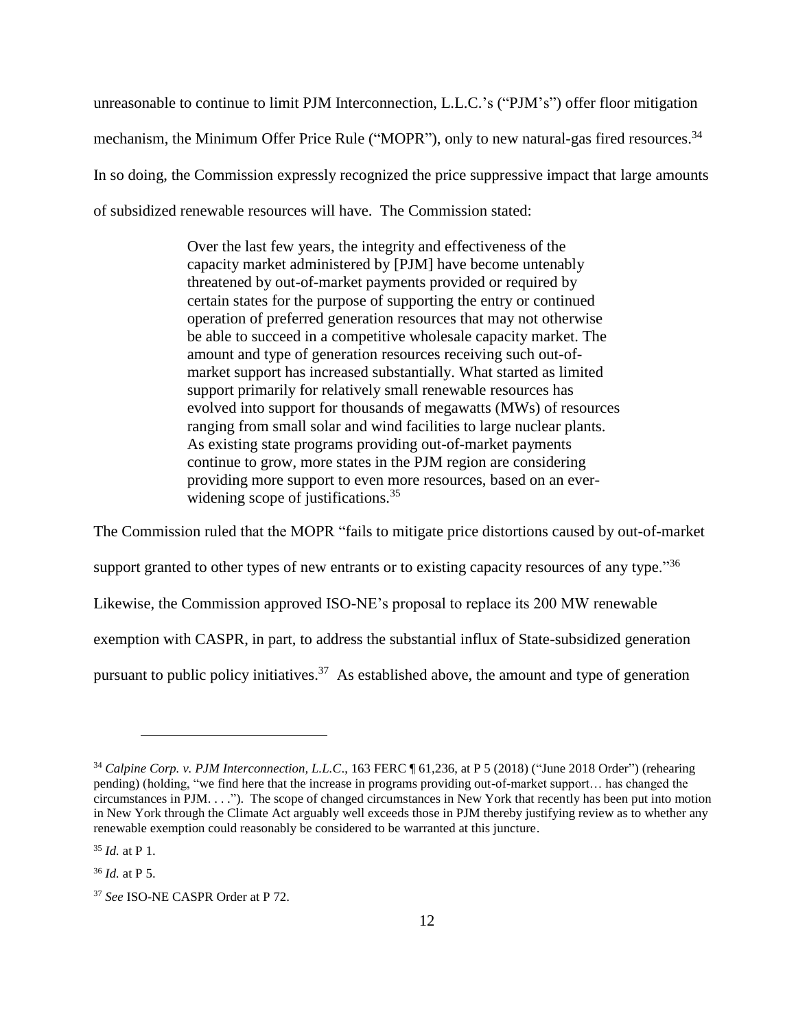unreasonable to continue to limit PJM Interconnection, L.L.C.'s ("PJM's") offer floor mitigation mechanism, the Minimum Offer Price Rule ("MOPR"), only to new natural-gas fired resources.[34] In so doing, the Commission expressly recognized the price suppressive impact that large amounts of subsidized renewable resources will have. The Commission stated:

> Over the last few years, the integrity and effectiveness of the capacity market administered by [PJM] have become untenably threatened by out-of-market payments provided or required by certain states for the purpose of supporting the entry or continued operation of preferred generation resources that may not otherwise be able to succeed in a competitive wholesale capacity market. The amount and type of generation resources receiving such out-of-market support has increased substantially. What started as limited support primarily for relatively small renewable resources has evolved into support for thousands of megawatts (MWs) of resources ranging from small solar and wind facilities to large nuclear plants. As existing state programs providing out-of-market payments continue to grow, more states in the PJM region are considering providing more support to even more resources, based on an ever-widening scope of justifications.[35]

The Commission ruled that the MOPR "fails to mitigate price distortions caused by out-of-market support granted to other types of new entrants or to existing capacity resources of any type."[36] Likewise, the Commission approved ISO-NE's proposal to replace its 200 MW renewable exemption with CASPR, in part, to address the substantial influx of State-subsidized generation pursuant to public policy initiatives.[37] As established above, the amount and type of generation

---

[34] *Calpine Corp. v. PJM Interconnection, L.L.C*., 163 FERC ¶ 61,236, at P 5 (2018) ("June 2018 Order") (rehearing pending) (holding, "we find here that the increase in programs providing out-of-market support… has changed the circumstances in PJM. . . ."). The scope of changed circumstances in New York that recently has been put into motion in New York through the Climate Act arguably well exceeds those in PJM thereby justifying review as to whether any renewable exemption could reasonably be considered to be warranted at this juncture.

[35] *Id.* at P 1.

[36] *Id.* at P 5.

[37] *See* ISO-NE CASPR Order at P 72.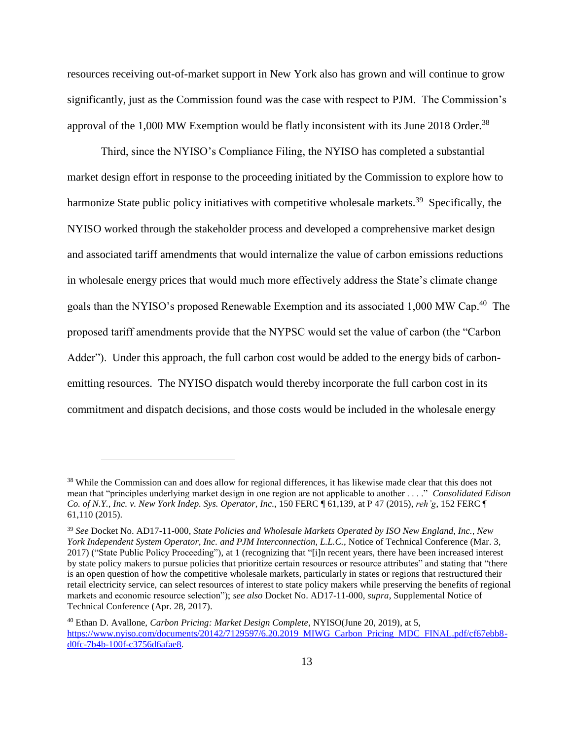resources receiving out-of-market support in New York also has grown and will continue to grow significantly, just as the Commission found was the case with respect to PJM. The Commission's approval of the 1,000 MW Exemption would be flatly inconsistent with its June 2018 Order.[38]

Third, since the NYISO's Compliance Filing, the NYISO has completed a substantial market design effort in response to the proceeding initiated by the Commission to explore how to harmonize State public policy initiatives with competitive wholesale markets.[39] Specifically, the NYISO worked through the stakeholder process and developed a comprehensive market design and associated tariff amendments that would internalize the value of carbon emissions reductions in wholesale energy prices that would much more effectively address the State's climate change goals than the NYISO's proposed Renewable Exemption and its associated 1,000 MW Cap.[40] The proposed tariff amendments provide that the NYPSC would set the value of carbon (the "Carbon Adder"). Under this approach, the full carbon cost would be added to the energy bids of carbon-emitting resources. The NYISO dispatch would thereby incorporate the full carbon cost in its commitment and dispatch decisions, and those costs would be included in the wholesale energy

---

[38] While the Commission can and does allow for regional differences, it has likewise made clear that this does not mean that "principles underlying market design in one region are not applicable to another . . . ." *Consolidated Edison Co. of N.Y., Inc. v. New York Indep. Sys. Operator, Inc.*, 150 FERC ¶ 61,139, at P 47 (2015), *reh'g*, 152 FERC ¶ 61,110 (2015).

[39] *See* Docket No. AD17-11-000, *State Policies and Wholesale Markets Operated by ISO New England, Inc., New York Independent System Operator, Inc. and PJM Interconnection, L.L.C.*, Notice of Technical Conference (Mar. 3, 2017) ("State Public Policy Proceeding"), at 1 (recognizing that "[i]n recent years, there have been increased interest by state policy makers to pursue policies that prioritize certain resources or resource attributes" and stating that "there is an open question of how the competitive wholesale markets, particularly in states or regions that restructured their retail electricity service, can select resources of interest to state policy makers while preserving the benefits of regional markets and economic resource selection"); *see also* Docket No. AD17-11-000, *supra*, Supplemental Notice of Technical Conference (Apr. 28, 2017).

[40] Ethan D. Avallone, *Carbon Pricing: Market Design Complete*, NYISO(June 20, 2019), at 5, https://www.nyiso.com/documents/20142/7129597/6.20.2019_MIWG_Carbon_Pricing_MDC_FINAL.pdf/cf67ebb8-d0fc-7b4b-100f-c3756d6afae8.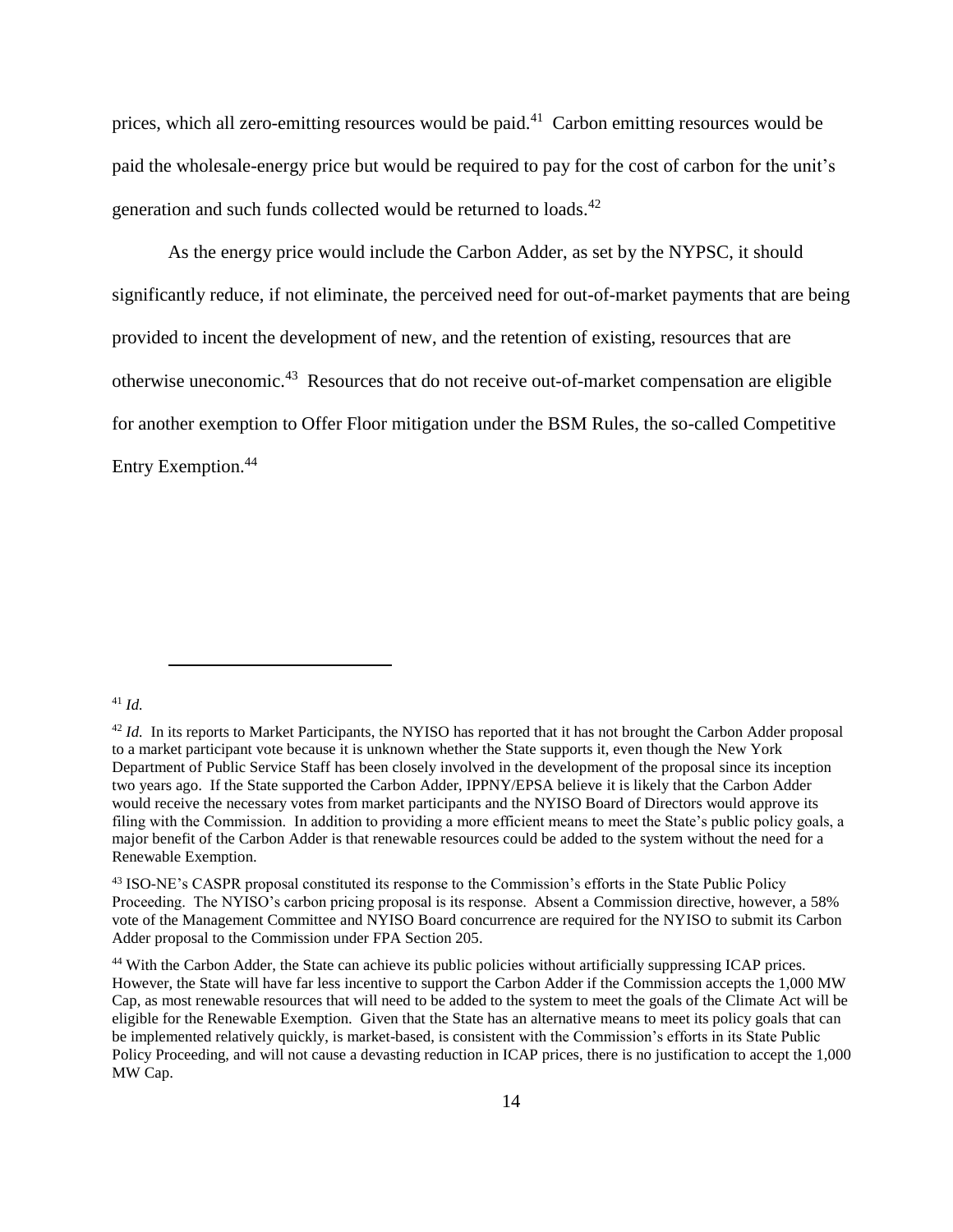prices, which all zero-emitting resources would be paid.[41] Carbon emitting resources would be paid the wholesale-energy price but would be required to pay for the cost of carbon for the unit's generation and such funds collected would be returned to loads.[42]

As the energy price would include the Carbon Adder, as set by the NYPSC, it should significantly reduce, if not eliminate, the perceived need for out-of-market payments that are being provided to incent the development of new, and the retention of existing, resources that are otherwise uneconomic.[43] Resources that do not receive out-of-market compensation are eligible for another exemption to Offer Floor mitigation under the BSM Rules, the so-called Competitive Entry Exemption.[44]

---

[41] *Id.*

[42] *Id.* In its reports to Market Participants, the NYISO has reported that it has not brought the Carbon Adder proposal to a market participant vote because it is unknown whether the State supports it, even though the New York Department of Public Service Staff has been closely involved in the development of the proposal since its inception two years ago. If the State supported the Carbon Adder, IPPNY/EPSA believe it is likely that the Carbon Adder would receive the necessary votes from market participants and the NYISO Board of Directors would approve its filing with the Commission. In addition to providing a more efficient means to meet the State's public policy goals, a major benefit of the Carbon Adder is that renewable resources could be added to the system without the need for a Renewable Exemption.

[43] ISO-NE's CASPR proposal constituted its response to the Commission's efforts in the State Public Policy Proceeding. The NYISO's carbon pricing proposal is its response. Absent a Commission directive, however, a 58% vote of the Management Committee and NYISO Board concurrence are required for the NYISO to submit its Carbon Adder proposal to the Commission under FPA Section 205.

[44] With the Carbon Adder, the State can achieve its public policies without artificially suppressing ICAP prices. However, the State will have far less incentive to support the Carbon Adder if the Commission accepts the 1,000 MW Cap, as most renewable resources that will need to be added to the system to meet the goals of the Climate Act will be eligible for the Renewable Exemption. Given that the State has an alternative means to meet its policy goals that can be implemented relatively quickly, is market-based, is consistent with the Commission's efforts in its State Public Policy Proceeding, and will not cause a devasting reduction in ICAP prices, there is no justification to accept the 1,000 MW Cap.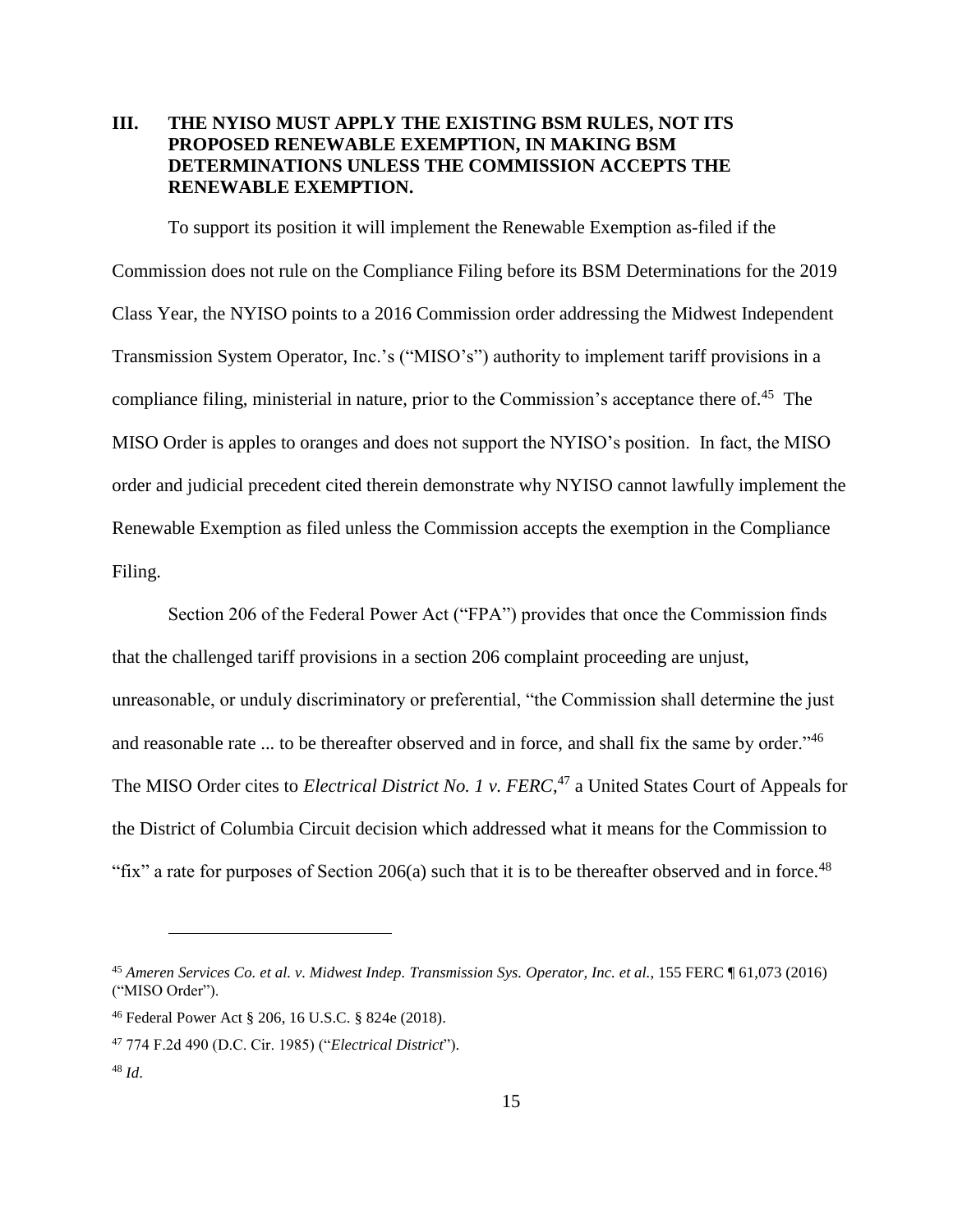## III. THE NYISO MUST APPLY THE EXISTING BSM RULES, NOT ITS PROPOSED RENEWABLE EXEMPTION, IN MAKING BSM DETERMINATIONS UNLESS THE COMMISSION ACCEPTS THE RENEWABLE EXEMPTION.

To support its position it will implement the Renewable Exemption as-filed if the Commission does not rule on the Compliance Filing before its BSM Determinations for the 2019 Class Year, the NYISO points to a 2016 Commission order addressing the Midwest Independent Transmission System Operator, Inc.'s ("MISO's") authority to implement tariff provisions in a compliance filing, ministerial in nature, prior to the Commission's acceptance there of.[45] The MISO Order is apples to oranges and does not support the NYISO's position. In fact, the MISO order and judicial precedent cited therein demonstrate why NYISO cannot lawfully implement the Renewable Exemption as filed unless the Commission accepts the exemption in the Compliance Filing.

Section 206 of the Federal Power Act ("FPA") provides that once the Commission finds that the challenged tariff provisions in a section 206 complaint proceeding are unjust, unreasonable, or unduly discriminatory or preferential, "the Commission shall determine the just and reasonable rate ... to be thereafter observed and in force, and shall fix the same by order."[46] The MISO Order cites to *Electrical District No. 1 v. FERC*,[47] a United States Court of Appeals for the District of Columbia Circuit decision which addressed what it means for the Commission to "fix" a rate for purposes of Section 206(a) such that it is to be thereafter observed and in force.[48]

---

[45] *Ameren Services Co. et al. v. Midwest Indep. Transmission Sys. Operator, Inc. et al.*, 155 FERC ¶ 61,073 (2016) ("MISO Order").

[46] Federal Power Act § 206, 16 U.S.C. § 824e (2018).

[47] 774 F.2d 490 (D.C. Cir. 1985) ("*Electrical District*").

[48] *Id*.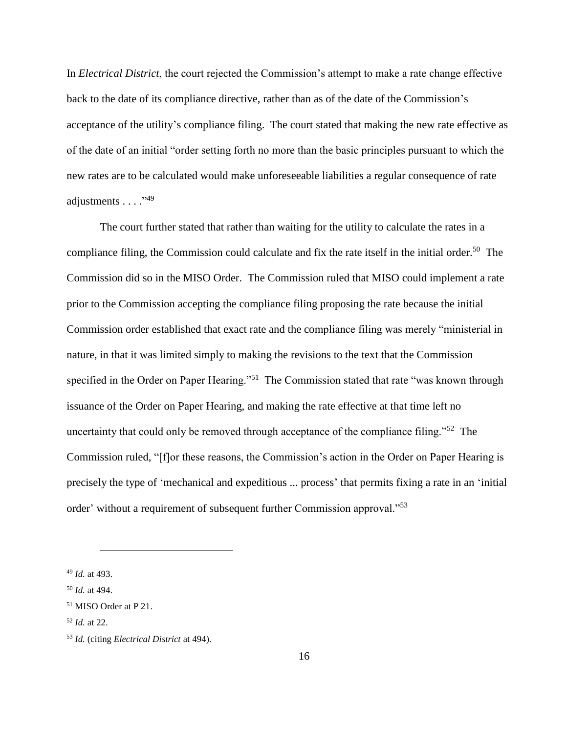In *Electrical District*, the court rejected the Commission's attempt to make a rate change effective back to the date of its compliance directive, rather than as of the date of the Commission's acceptance of the utility's compliance filing. The court stated that making the new rate effective as of the date of an initial "order setting forth no more than the basic principles pursuant to which the new rates are to be calculated would make unforeseeable liabilities a regular consequence of rate adjustments . . . ."[49]

The court further stated that rather than waiting for the utility to calculate the rates in a compliance filing, the Commission could calculate and fix the rate itself in the initial order.[50] The Commission did so in the MISO Order. The Commission ruled that MISO could implement a rate prior to the Commission accepting the compliance filing proposing the rate because the initial Commission order established that exact rate and the compliance filing was merely "ministerial in nature, in that it was limited simply to making the revisions to the text that the Commission specified in the Order on Paper Hearing."[51] The Commission stated that rate "was known through issuance of the Order on Paper Hearing, and making the rate effective at that time left no uncertainty that could only be removed through acceptance of the compliance filing."[52] The Commission ruled, "[f]or these reasons, the Commission's action in the Order on Paper Hearing is precisely the type of 'mechanical and expeditious ... process' that permits fixing a rate in an 'initial order' without a requirement of subsequent further Commission approval."[53]

---

[49] *Id.* at 493.

[50] *Id.* at 494.

[51] MISO Order at P 21.

[52] *Id.* at 22.

[53] *Id.* (citing *Electrical District* at 494).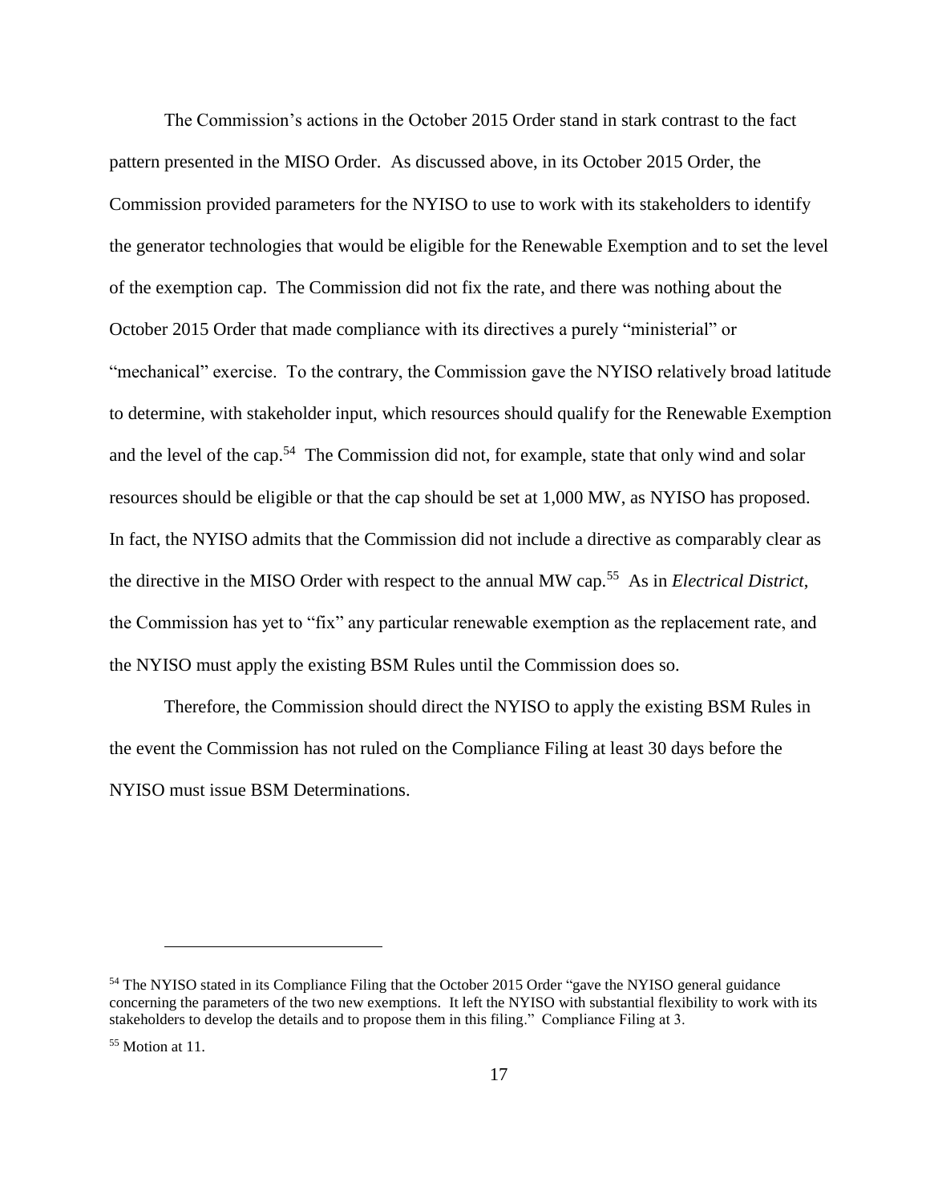The Commission's actions in the October 2015 Order stand in stark contrast to the fact pattern presented in the MISO Order. As discussed above, in its October 2015 Order, the Commission provided parameters for the NYISO to use to work with its stakeholders to identify the generator technologies that would be eligible for the Renewable Exemption and to set the level of the exemption cap. The Commission did not fix the rate, and there was nothing about the October 2015 Order that made compliance with its directives a purely "ministerial" or "mechanical" exercise. To the contrary, the Commission gave the NYISO relatively broad latitude to determine, with stakeholder input, which resources should qualify for the Renewable Exemption and the level of the cap.[54] The Commission did not, for example, state that only wind and solar resources should be eligible or that the cap should be set at 1,000 MW, as NYISO has proposed. In fact, the NYISO admits that the Commission did not include a directive as comparably clear as the directive in the MISO Order with respect to the annual MW cap.[55] As in *Electrical District*, the Commission has yet to "fix" any particular renewable exemption as the replacement rate, and the NYISO must apply the existing BSM Rules until the Commission does so.

Therefore, the Commission should direct the NYISO to apply the existing BSM Rules in the event the Commission has not ruled on the Compliance Filing at least 30 days before the NYISO must issue BSM Determinations.

---

[54] The NYISO stated in its Compliance Filing that the October 2015 Order "gave the NYISO general guidance concerning the parameters of the two new exemptions. It left the NYISO with substantial flexibility to work with its stakeholders to develop the details and to propose them in this filing." Compliance Filing at 3.

[55] Motion at 11.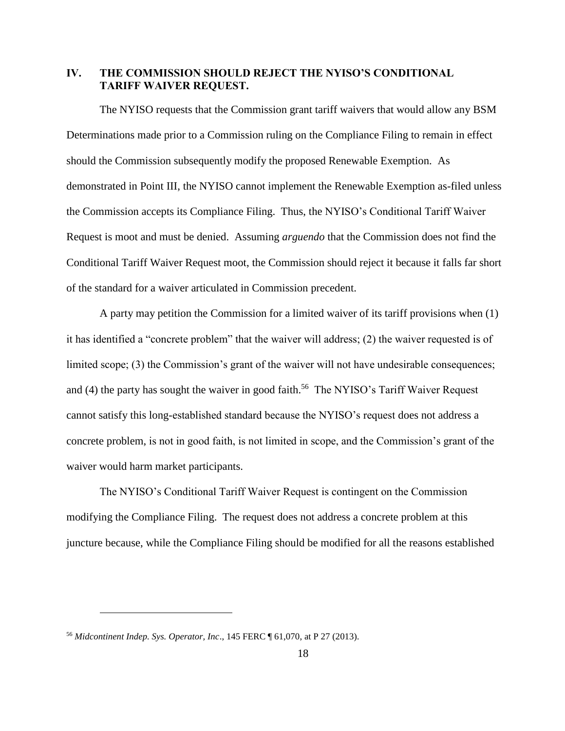## IV. THE COMMISSION SHOULD REJECT THE NYISO'S CONDITIONAL TARIFF WAIVER REQUEST.

The NYISO requests that the Commission grant tariff waivers that would allow any BSM Determinations made prior to a Commission ruling on the Compliance Filing to remain in effect should the Commission subsequently modify the proposed Renewable Exemption. As demonstrated in Point III, the NYISO cannot implement the Renewable Exemption as-filed unless the Commission accepts its Compliance Filing. Thus, the NYISO's Conditional Tariff Waiver Request is moot and must be denied. Assuming *arguendo* that the Commission does not find the Conditional Tariff Waiver Request moot, the Commission should reject it because it falls far short of the standard for a waiver articulated in Commission precedent.

A party may petition the Commission for a limited waiver of its tariff provisions when (1) it has identified a "concrete problem" that the waiver will address; (2) the waiver requested is of limited scope; (3) the Commission's grant of the waiver will not have undesirable consequences; and (4) the party has sought the waiver in good faith.[56] The NYISO's Tariff Waiver Request cannot satisfy this long-established standard because the NYISO's request does not address a concrete problem, is not in good faith, is not limited in scope, and the Commission's grant of the waiver would harm market participants.

The NYISO's Conditional Tariff Waiver Request is contingent on the Commission modifying the Compliance Filing. The request does not address a concrete problem at this juncture because, while the Compliance Filing should be modified for all the reasons established

[56] *Midcontinent Indep. Sys. Operator, Inc*., 145 FERC ¶ 61,070, at P 27 (2013).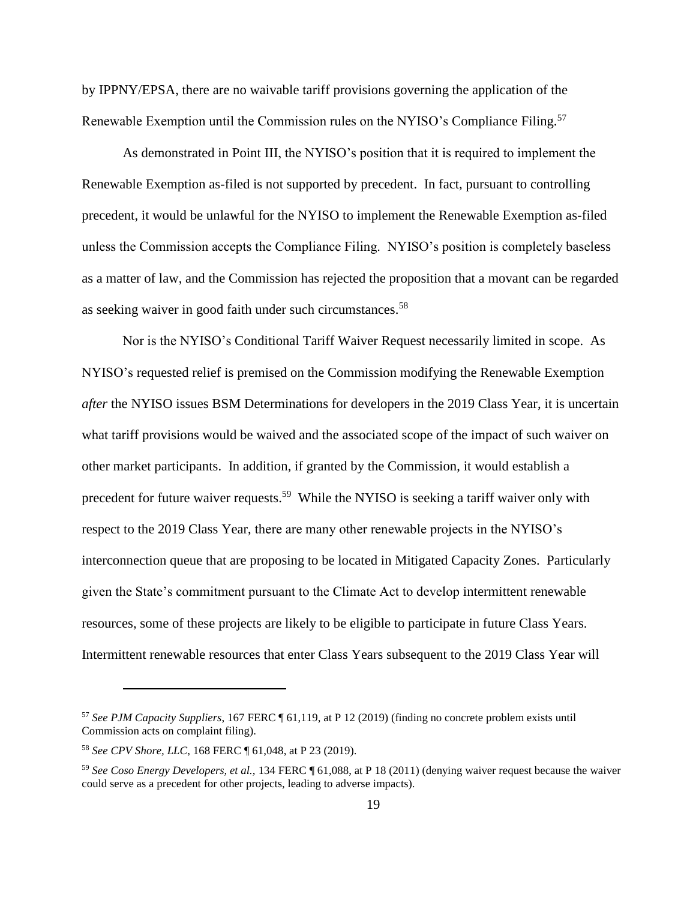by IPPNY/EPSA, there are no waivable tariff provisions governing the application of the Renewable Exemption until the Commission rules on the NYISO's Compliance Filing.[57]

As demonstrated in Point III, the NYISO's position that it is required to implement the Renewable Exemption as-filed is not supported by precedent. In fact, pursuant to controlling precedent, it would be unlawful for the NYISO to implement the Renewable Exemption as-filed unless the Commission accepts the Compliance Filing. NYISO's position is completely baseless as a matter of law, and the Commission has rejected the proposition that a movant can be regarded as seeking waiver in good faith under such circumstances.[58]

Nor is the NYISO's Conditional Tariff Waiver Request necessarily limited in scope. As NYISO's requested relief is premised on the Commission modifying the Renewable Exemption *after* the NYISO issues BSM Determinations for developers in the 2019 Class Year, it is uncertain what tariff provisions would be waived and the associated scope of the impact of such waiver on other market participants. In addition, if granted by the Commission, it would establish a precedent for future waiver requests.[59] While the NYISO is seeking a tariff waiver only with respect to the 2019 Class Year, there are many other renewable projects in the NYISO's interconnection queue that are proposing to be located in Mitigated Capacity Zones. Particularly given the State's commitment pursuant to the Climate Act to develop intermittent renewable resources, some of these projects are likely to be eligible to participate in future Class Years. Intermittent renewable resources that enter Class Years subsequent to the 2019 Class Year will

---

[57] *See PJM Capacity Suppliers*, 167 FERC ¶ 61,119, at P 12 (2019) (finding no concrete problem exists until Commission acts on complaint filing).

[58] *See CPV Shore, LLC*, 168 FERC ¶ 61,048, at P 23 (2019).

[59] *See Coso Energy Developers, et al.*, 134 FERC ¶ 61,088, at P 18 (2011) (denying waiver request because the waiver could serve as a precedent for other projects, leading to adverse impacts).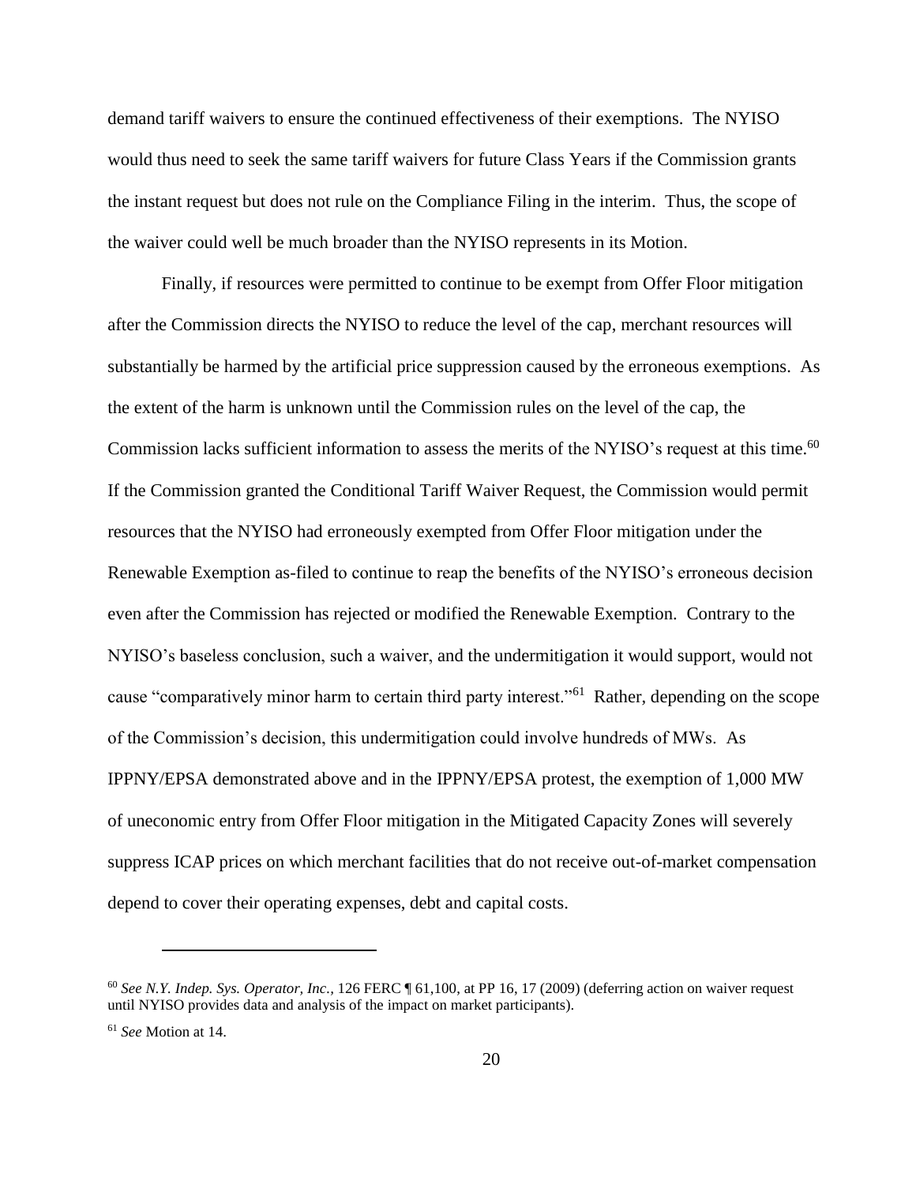demand tariff waivers to ensure the continued effectiveness of their exemptions. The NYISO would thus need to seek the same tariff waivers for future Class Years if the Commission grants the instant request but does not rule on the Compliance Filing in the interim. Thus, the scope of the waiver could well be much broader than the NYISO represents in its Motion.

Finally, if resources were permitted to continue to be exempt from Offer Floor mitigation after the Commission directs the NYISO to reduce the level of the cap, merchant resources will substantially be harmed by the artificial price suppression caused by the erroneous exemptions. As the extent of the harm is unknown until the Commission rules on the level of the cap, the Commission lacks sufficient information to assess the merits of the NYISO's request at this time.[60] If the Commission granted the Conditional Tariff Waiver Request, the Commission would permit resources that the NYISO had erroneously exempted from Offer Floor mitigation under the Renewable Exemption as-filed to continue to reap the benefits of the NYISO's erroneous decision even after the Commission has rejected or modified the Renewable Exemption. Contrary to the NYISO's baseless conclusion, such a waiver, and the undermitigation it would support, would not cause "comparatively minor harm to certain third party interest."[61] Rather, depending on the scope of the Commission's decision, this undermitigation could involve hundreds of MWs. As IPPNY/EPSA demonstrated above and in the IPPNY/EPSA protest, the exemption of 1,000 MW of uneconomic entry from Offer Floor mitigation in the Mitigated Capacity Zones will severely suppress ICAP prices on which merchant facilities that do not receive out-of-market compensation depend to cover their operating expenses, debt and capital costs.

---

[60] *See N.Y. Indep. Sys. Operator, Inc.*, 126 FERC ¶ 61,100, at PP 16, 17 (2009) (deferring action on waiver request until NYISO provides data and analysis of the impact on market participants).

[61] *See* Motion at 14.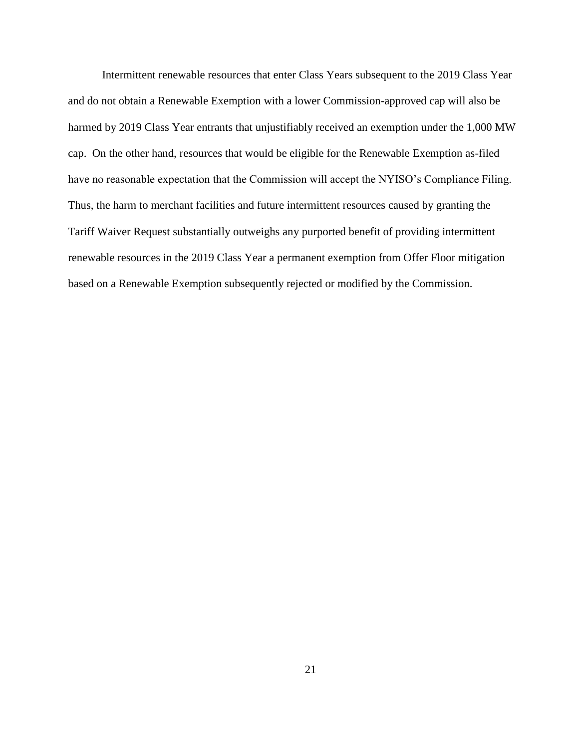Intermittent renewable resources that enter Class Years subsequent to the 2019 Class Year and do not obtain a Renewable Exemption with a lower Commission-approved cap will also be harmed by 2019 Class Year entrants that unjustifiably received an exemption under the 1,000 MW cap. On the other hand, resources that would be eligible for the Renewable Exemption as-filed have no reasonable expectation that the Commission will accept the NYISO's Compliance Filing. Thus, the harm to merchant facilities and future intermittent resources caused by granting the Tariff Waiver Request substantially outweighs any purported benefit of providing intermittent renewable resources in the 2019 Class Year a permanent exemption from Offer Floor mitigation based on a Renewable Exemption subsequently rejected or modified by the Commission.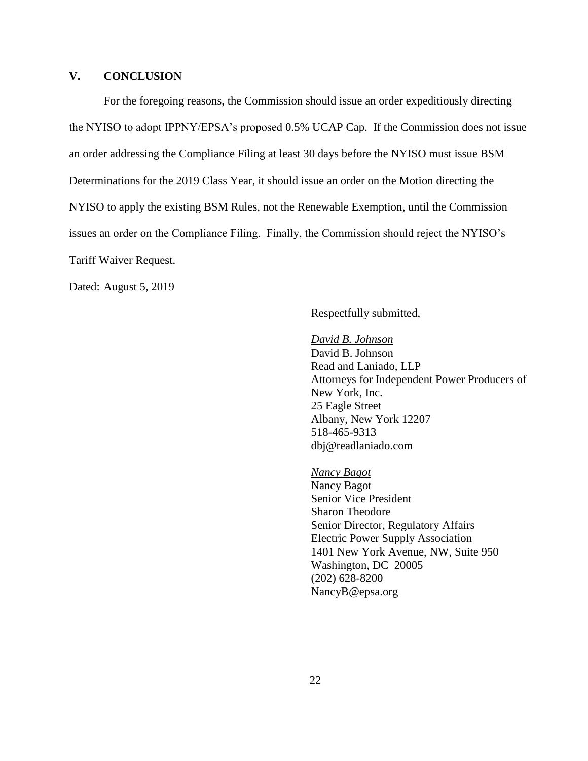## V. CONCLUSION

For the foregoing reasons, the Commission should issue an order expeditiously directing the NYISO to adopt IPPNY/EPSA's proposed 0.5% UCAP Cap. If the Commission does not issue an order addressing the Compliance Filing at least 30 days before the NYISO must issue BSM Determinations for the 2019 Class Year, it should issue an order on the Motion directing the NYISO to apply the existing BSM Rules, not the Renewable Exemption, until the Commission issues an order on the Compliance Filing. Finally, the Commission should reject the NYISO's Tariff Waiver Request.

Dated: August 5, 2019

Respectfully submitted,

*David B. Johnson*
David B. Johnson
Read and Laniado, LLP
Attorneys for Independent Power Producers of New York, Inc.
25 Eagle Street
Albany, New York 12207
518-465-9313
dbj@readlaniado.com

*Nancy Bagot*
Nancy Bagot
Senior Vice President
Sharon Theodore
Senior Director, Regulatory Affairs
Electric Power Supply Association
1401 New York Avenue, NW, Suite 950
Washington, DC 20005
(202) 628-8200
NancyB@epsa.org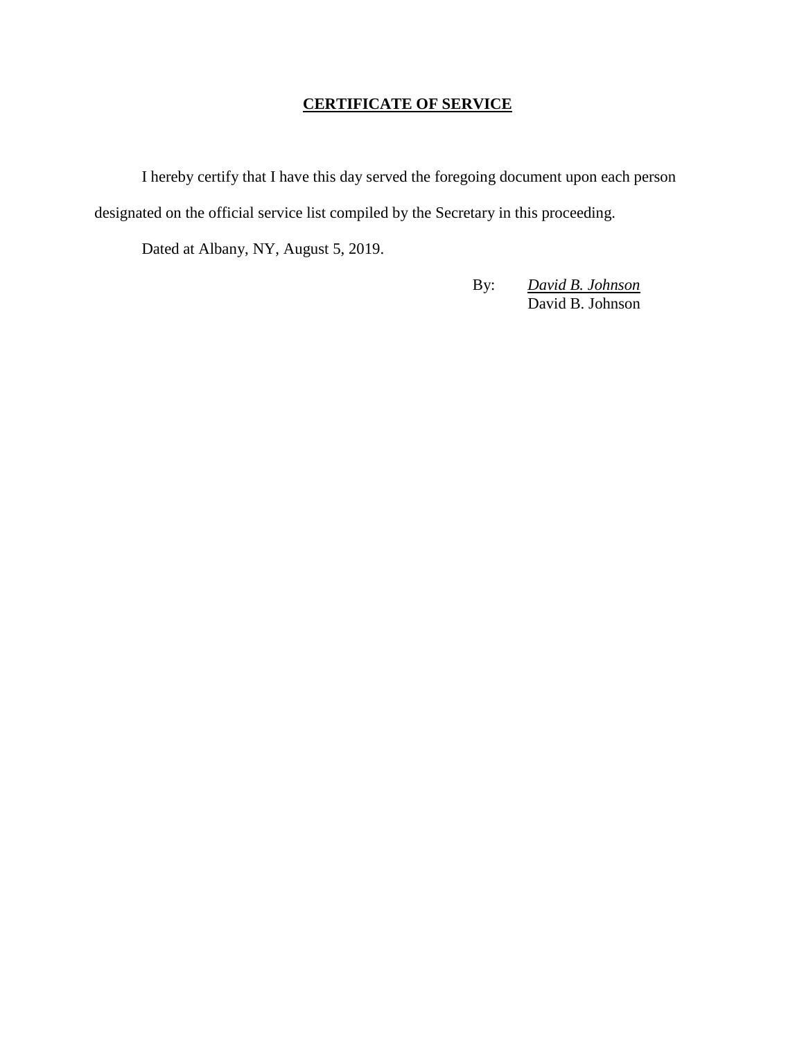## **CERTIFICATE OF SERVICE**

I hereby certify that I have this day served the foregoing document upon each person designated on the official service list compiled by the Secretary in this proceeding.

Dated at Albany, NY, August 5, 2019.

By: *David B. Johnson*
David B. Johnson